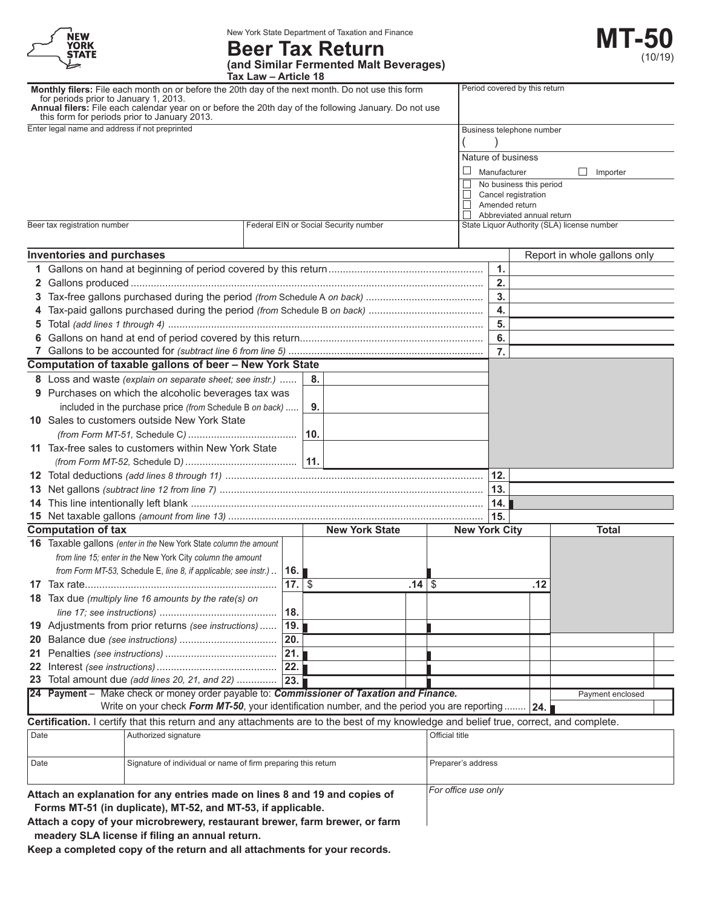New York State Department of Taxation and Finance

# Beer Tax Return

**(and Similar Fermented Malt Beverages)**

**Tax Law – Article 18**

# MT-50

(10/19)

**Monthly filers:** File each month on or before the 20th day of the next month. Do not use this form for periods prior to January 1, 2013.

**Annual filers:** File each calendar year on or before the 20th day of the following January. Do not use this form for periods prior to January 2013.

Period covered by this return

Enter legal name and address if not preprinted

Business telephone number ( )

Nature of business

☐ Manufacturer ☐ Importer

☐ No business this period

☐ Cancel registration

☐ Amended return

☐ Abbreviated annual return

Beer tax registration number | Federal EIN or Social Security number | State Liquor Authority (SLA) license number

## Inventories and purchases

Report in whole gallons only

| | | | |
|---|---|---|---|
| 1 | Gallons on hand at beginning of period covered by this return | 1. | |
| 2 | Gallons produced | 2. | |
| 3 | Tax-free gallons purchased during the period *(from Schedule A on back)* | 3. | |
| 4 | Tax-paid gallons purchased during the period *(from Schedule B on back)* | 4. | |
| 5 | Total *(add lines 1 through 4)* | 5. | |
| 6 | Gallons on hand at end of period covered by this return | 6. | |
| 7 | Gallons to be accounted for *(subtract line 6 from line 5)* | 7. | |

## Computation of taxable gallons of beer – New York State

| | | | |
|---|---|---|---|
| 8 | Loss and waste *(explain on separate sheet; see instr.)* | 8. | |
| 9 | Purchases on which the alcoholic beverages tax was included in the purchase price *(from Schedule B on back)* | 9. | |
| 10 | Sales to customers outside New York State *(from Form MT-51, Schedule C)* | 10. | |
| 11 | Tax-free sales to customers within New York State *(from Form MT-52, Schedule D)* | 11. | |
| 12 | Total deductions *(add lines 8 through 11)* | 12. | |
| 13 | Net gallons *(subtract line 12 from line 7)* | 13. | |
| 14 | This line intentionally left blank | 14. | |
| 15 | Net taxable gallons *(amount from line 13)* | 15. | |

## Computation of tax

| | | | New York State | New York City | Total |
|---|---|---|---|---|---|
| 16 | Taxable gallons *(enter in the New York State column the amount from line 15; enter in the New York City column the amount from Form MT-53, Schedule E, line 8, if applicable; see instr.)* | 16. | | | |
| 17 | Tax rate | 17. | $ .14 | $ .12 | |
| 18 | Tax due *(multiply line 16 amounts by the rate(s) on line 17; see instructions)* | 18. | | | |
| 19 | Adjustments from prior returns *(see instructions)* | 19. | | | |
| 20 | Balance due *(see instructions)* | 20. | | | |
| 21 | Penalties *(see instructions)* | 21. | | | |
| 22 | Interest *(see instructions)* | 22. | | | |
| 23 | Total amount due *(add lines 20, 21, and 22)* | 23. | | | |

**24 Payment** – Make check or money order payable to: ***Commissioner of Taxation and Finance.*** Write on your check ***Form MT-50***, your identification number, and the period you are reporting ........ **24.** Payment enclosed

**Certification.** I certify that this return and any attachments are to the best of my knowledge and belief true, correct, and complete.

| Date | Authorized signature | Official title |
|---|---|---|
| | | |

| Date | Signature of individual or name of firm preparing this return | Preparer's address |
|---|---|---|
| | | |

**Attach an explanation for any entries made on lines 8 and 19 and copies of Forms MT-51 (in duplicate), MT-52, and MT-53, if applicable.**

**Attach a copy of your microbrewery, restaurant brewer, farm brewer, or farm meadery SLA license if filing an annual return.**

**Keep a completed copy of the return and all attachments for your records.**

*For office use only*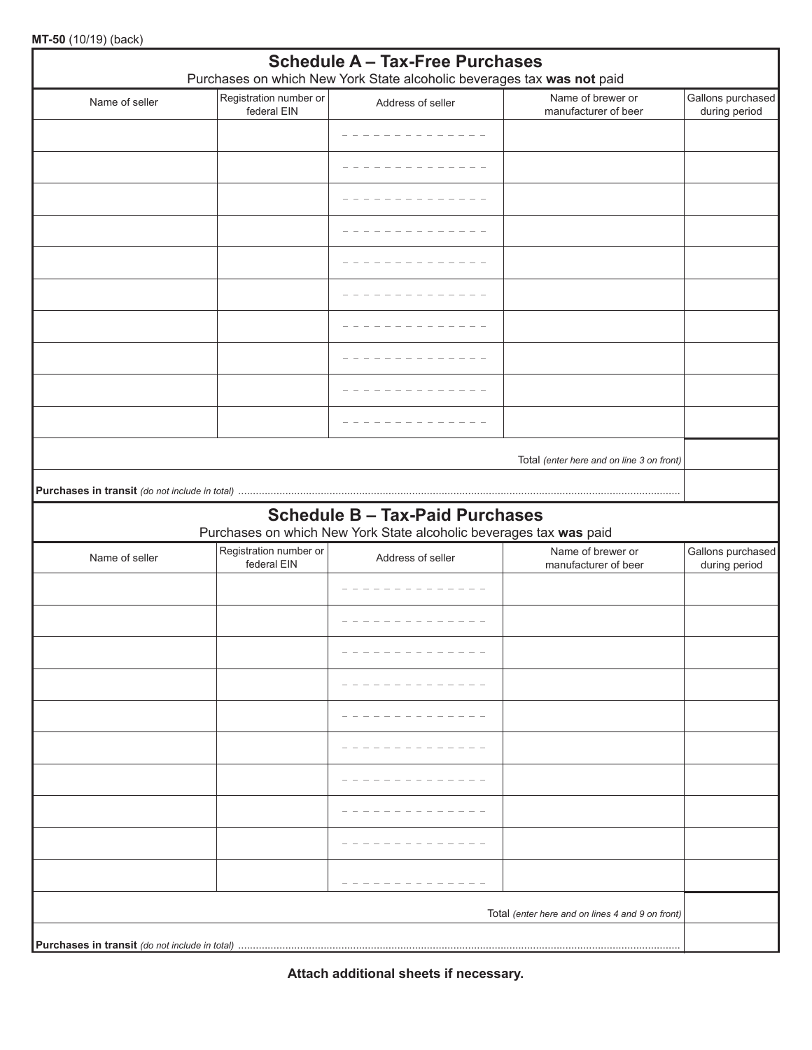MT-50 (10/19) (back)

## Schedule A – Tax-Free Purchases

Purchases on which New York State alcoholic beverages tax **was not** paid

| Name of seller | Registration number or federal EIN | Address of seller | Name of brewer or manufacturer of beer | Gallons purchased during period |
|---|---|---|---|---|
| | | | | |
| | | | | |
| | | | | |
| | | | | |
| | | | | |
| | | | | |
| | | | | |
| | | | | |
| | | | | |
| | | | | |
| | | | Total *(enter here and on line 3 on front)* | |
| **Purchases in transit** *(do not include in total)* | | | | |

## Schedule B – Tax-Paid Purchases

Purchases on which New York State alcoholic beverages tax **was** paid

| Name of seller | Registration number or federal EIN | Address of seller | Name of brewer or manufacturer of beer | Gallons purchased during period |
|---|---|---|---|---|
| | | | | |
| | | | | |
| | | | | |
| | | | | |
| | | | | |
| | | | | |
| | | | | |
| | | | | |
| | | | | |
| | | | | |
| | | | Total *(enter here and on lines 4 and 9 on front)* | |
| **Purchases in transit** *(do not include in total)* | | | | |

**Attach additional sheets if necessary.**